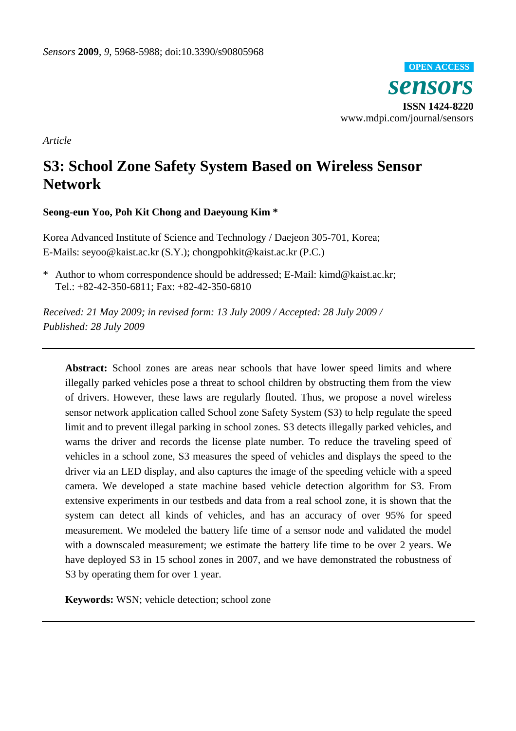*Article*

# S3: School Zone Safety System Based on Wireless Sensor Network

**Seong-eun Yoo, Poh Kit Chong and Daeyoung Kim ***

Korea Advanced Institute of Science and Technology / Daejeon 305-701, Korea;
E-Mails: seyoo@kaist.ac.kr (S.Y.); chongpohkit@kaist.ac.kr (P.C.)

* Author to whom correspondence should be addressed; E-Mail: kimd@kaist.ac.kr;
Tel.: +82-42-350-6811; Fax: +82-42-350-6810

*Received: 21 May 2009; in revised form: 13 July 2009 / Accepted: 28 July 2009 / Published: 28 July 2009*

---

**Abstract:** School zones are areas near schools that have lower speed limits and where illegally parked vehicles pose a threat to school children by obstructing them from the view of drivers. However, these laws are regularly flouted. Thus, we propose a novel wireless sensor network application called School zone Safety System (S3) to help regulate the speed limit and to prevent illegal parking in school zones. S3 detects illegally parked vehicles, and warns the driver and records the license plate number. To reduce the traveling speed of vehicles in a school zone, S3 measures the speed of vehicles and displays the speed to the driver via an LED display, and also captures the image of the speeding vehicle with a speed camera. We developed a state machine based vehicle detection algorithm for S3. From extensive experiments in our testbeds and data from a real school zone, it is shown that the system can detect all kinds of vehicles, and has an accuracy of over 95% for speed measurement. We modeled the battery life time of a sensor node and validated the model with a downscaled measurement; we estimate the battery life time to be over 2 years. We have deployed S3 in 15 school zones in 2007, and we have demonstrated the robustness of S3 by operating them for over 1 year.

**Keywords:** WSN; vehicle detection; school zone

---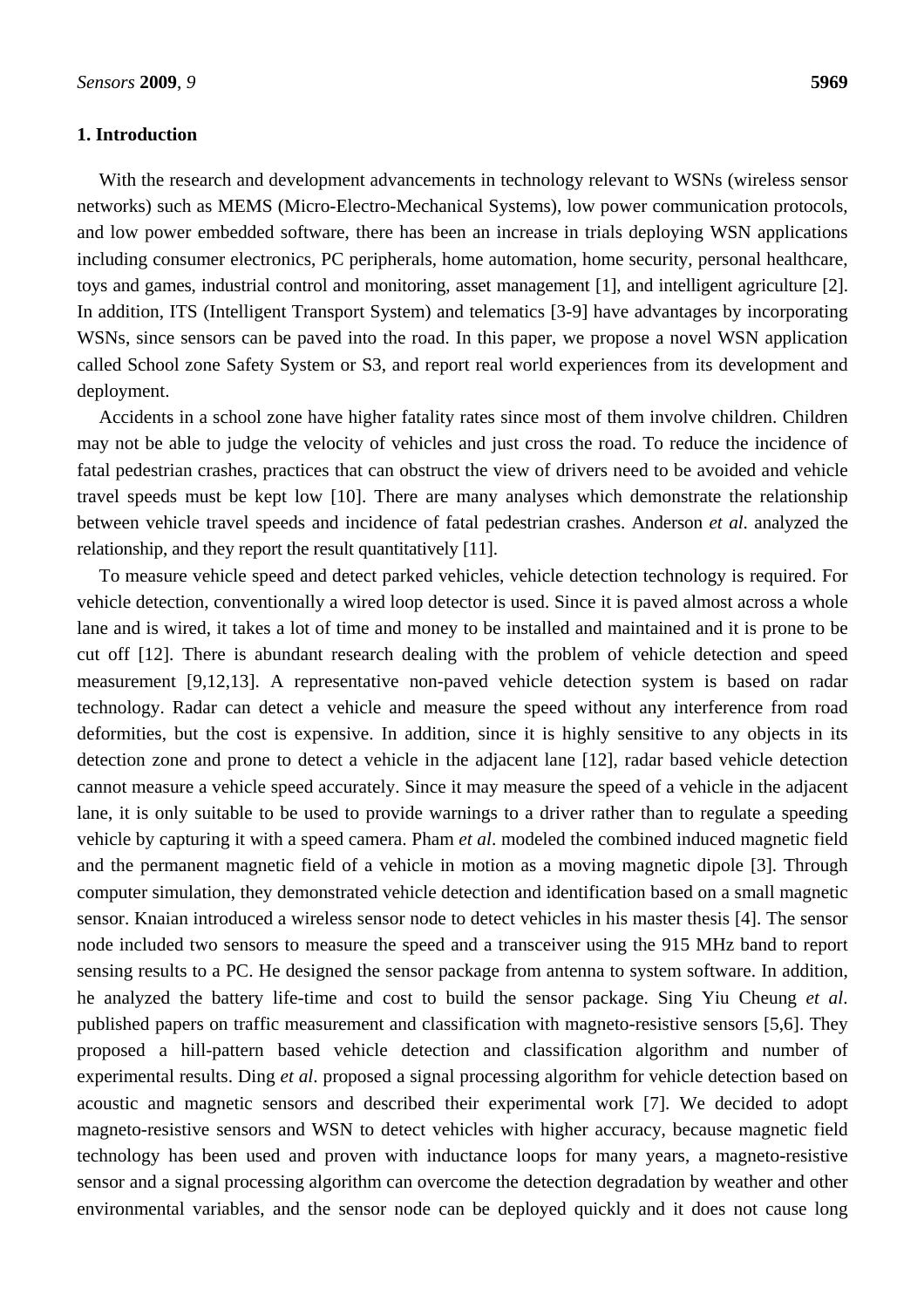## 1. Introduction

With the research and development advancements in technology relevant to WSNs (wireless sensor networks) such as MEMS (Micro-Electro-Mechanical Systems), low power communication protocols, and low power embedded software, there has been an increase in trials deploying WSN applications including consumer electronics, PC peripherals, home automation, home security, personal healthcare, toys and games, industrial control and monitoring, asset management [1], and intelligent agriculture [2]. In addition, ITS (Intelligent Transport System) and telematics [3-9] have advantages by incorporating WSNs, since sensors can be paved into the road. In this paper, we propose a novel WSN application called School zone Safety System or S3, and report real world experiences from its development and deployment.

Accidents in a school zone have higher fatality rates since most of them involve children. Children may not be able to judge the velocity of vehicles and just cross the road. To reduce the incidence of fatal pedestrian crashes, practices that can obstruct the view of drivers need to be avoided and vehicle travel speeds must be kept low [10]. There are many analyses which demonstrate the relationship between vehicle travel speeds and incidence of fatal pedestrian crashes. Anderson *et al*. analyzed the relationship, and they report the result quantitatively [11].

To measure vehicle speed and detect parked vehicles, vehicle detection technology is required. For vehicle detection, conventionally a wired loop detector is used. Since it is paved almost across a whole lane and is wired, it takes a lot of time and money to be installed and maintained and it is prone to be cut off [12]. There is abundant research dealing with the problem of vehicle detection and speed measurement [9,12,13]. A representative non-paved vehicle detection system is based on radar technology. Radar can detect a vehicle and measure the speed without any interference from road deformities, but the cost is expensive. In addition, since it is highly sensitive to any objects in its detection zone and prone to detect a vehicle in the adjacent lane [12], radar based vehicle detection cannot measure a vehicle speed accurately. Since it may measure the speed of a vehicle in the adjacent lane, it is only suitable to be used to provide warnings to a driver rather than to regulate a speeding vehicle by capturing it with a speed camera. Pham *et al*. modeled the combined induced magnetic field and the permanent magnetic field of a vehicle in motion as a moving magnetic dipole [3]. Through computer simulation, they demonstrated vehicle detection and identification based on a small magnetic sensor. Knaian introduced a wireless sensor node to detect vehicles in his master thesis [4]. The sensor node included two sensors to measure the speed and a transceiver using the 915 MHz band to report sensing results to a PC. He designed the sensor package from antenna to system software. In addition, he analyzed the battery life-time and cost to build the sensor package. Sing Yiu Cheung *et al*. published papers on traffic measurement and classification with magneto-resistive sensors [5,6]. They proposed a hill-pattern based vehicle detection and classification algorithm and number of experimental results. Ding *et al*. proposed a signal processing algorithm for vehicle detection based on acoustic and magnetic sensors and described their experimental work [7]. We decided to adopt magneto-resistive sensors and WSN to detect vehicles with higher accuracy, because magnetic field technology has been used and proven with inductance loops for many years, a magneto-resistive sensor and a signal processing algorithm can overcome the detection degradation by weather and other environmental variables, and the sensor node can be deployed quickly and it does not cause long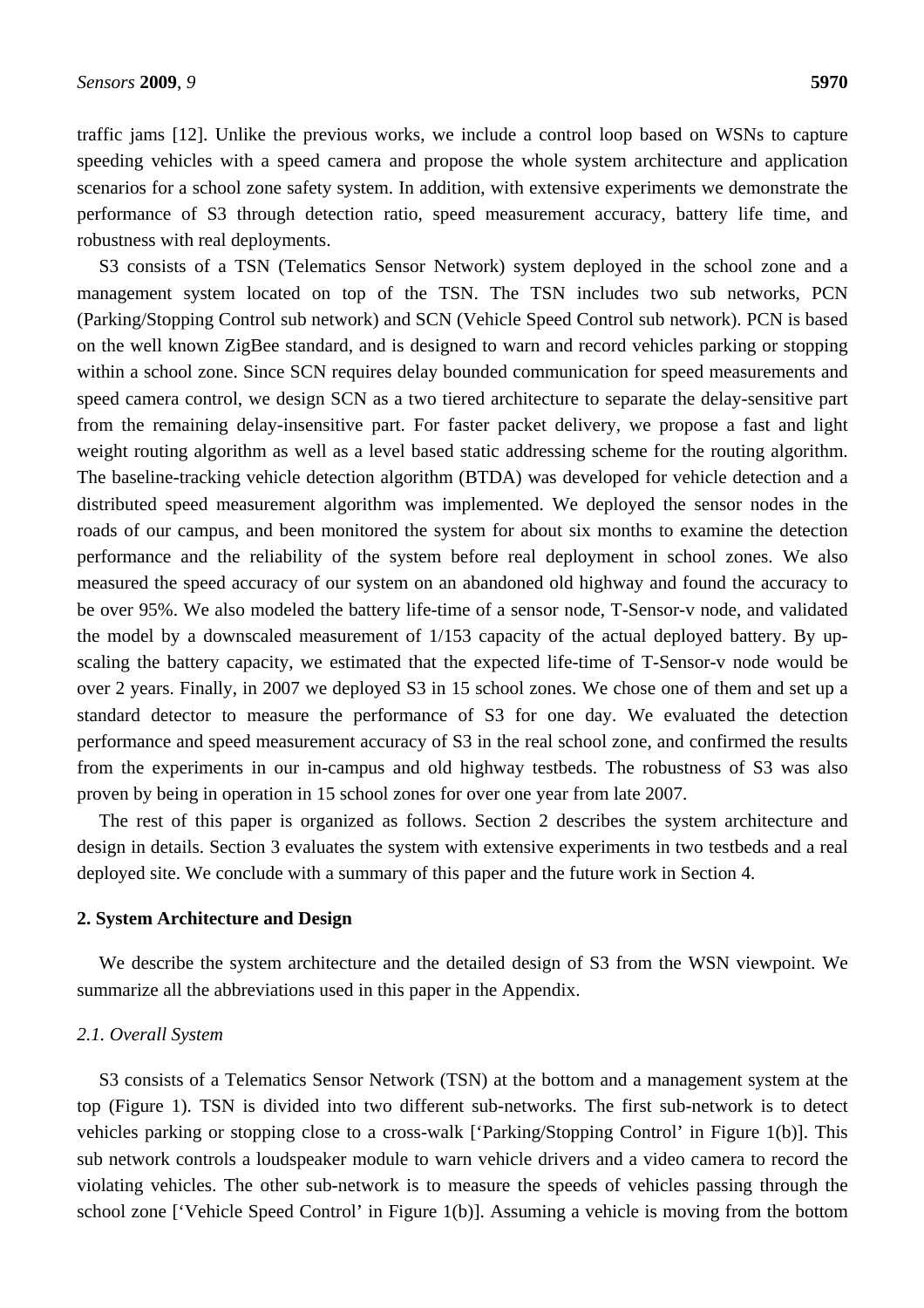traffic jams [12]. Unlike the previous works, we include a control loop based on WSNs to capture speeding vehicles with a speed camera and propose the whole system architecture and application scenarios for a school zone safety system. In addition, with extensive experiments we demonstrate the performance of S3 through detection ratio, speed measurement accuracy, battery life time, and robustness with real deployments.

S3 consists of a TSN (Telematics Sensor Network) system deployed in the school zone and a management system located on top of the TSN. The TSN includes two sub networks, PCN (Parking/Stopping Control sub network) and SCN (Vehicle Speed Control sub network). PCN is based on the well known ZigBee standard, and is designed to warn and record vehicles parking or stopping within a school zone. Since SCN requires delay bounded communication for speed measurements and speed camera control, we design SCN as a two tiered architecture to separate the delay-sensitive part from the remaining delay-insensitive part. For faster packet delivery, we propose a fast and light weight routing algorithm as well as a level based static addressing scheme for the routing algorithm. The baseline-tracking vehicle detection algorithm (BTDA) was developed for vehicle detection and a distributed speed measurement algorithm was implemented. We deployed the sensor nodes in the roads of our campus, and been monitored the system for about six months to examine the detection performance and the reliability of the system before real deployment in school zones. We also measured the speed accuracy of our system on an abandoned old highway and found the accuracy to be over 95%. We also modeled the battery life-time of a sensor node, T-Sensor-v node, and validated the model by a downscaled measurement of 1/153 capacity of the actual deployed battery. By up-scaling the battery capacity, we estimated that the expected life-time of T-Sensor-v node would be over 2 years. Finally, in 2007 we deployed S3 in 15 school zones. We chose one of them and set up a standard detector to measure the performance of S3 for one day. We evaluated the detection performance and speed measurement accuracy of S3 in the real school zone, and confirmed the results from the experiments in our in-campus and old highway testbeds. The robustness of S3 was also proven by being in operation in 15 school zones for over one year from late 2007.

The rest of this paper is organized as follows. Section 2 describes the system architecture and design in details. Section 3 evaluates the system with extensive experiments in two testbeds and a real deployed site. We conclude with a summary of this paper and the future work in Section 4.

## 2. System Architecture and Design

We describe the system architecture and the detailed design of S3 from the WSN viewpoint. We summarize all the abbreviations used in this paper in the Appendix.

### *2.1. Overall System*

S3 consists of a Telematics Sensor Network (TSN) at the bottom and a management system at the top (Figure 1). TSN is divided into two different sub-networks. The first sub-network is to detect vehicles parking or stopping close to a cross-walk ['Parking/Stopping Control' in Figure 1(b)]. This sub network controls a loudspeaker module to warn vehicle drivers and a video camera to record the violating vehicles. The other sub-network is to measure the speeds of vehicles passing through the school zone ['Vehicle Speed Control' in Figure 1(b)]. Assuming a vehicle is moving from the bottom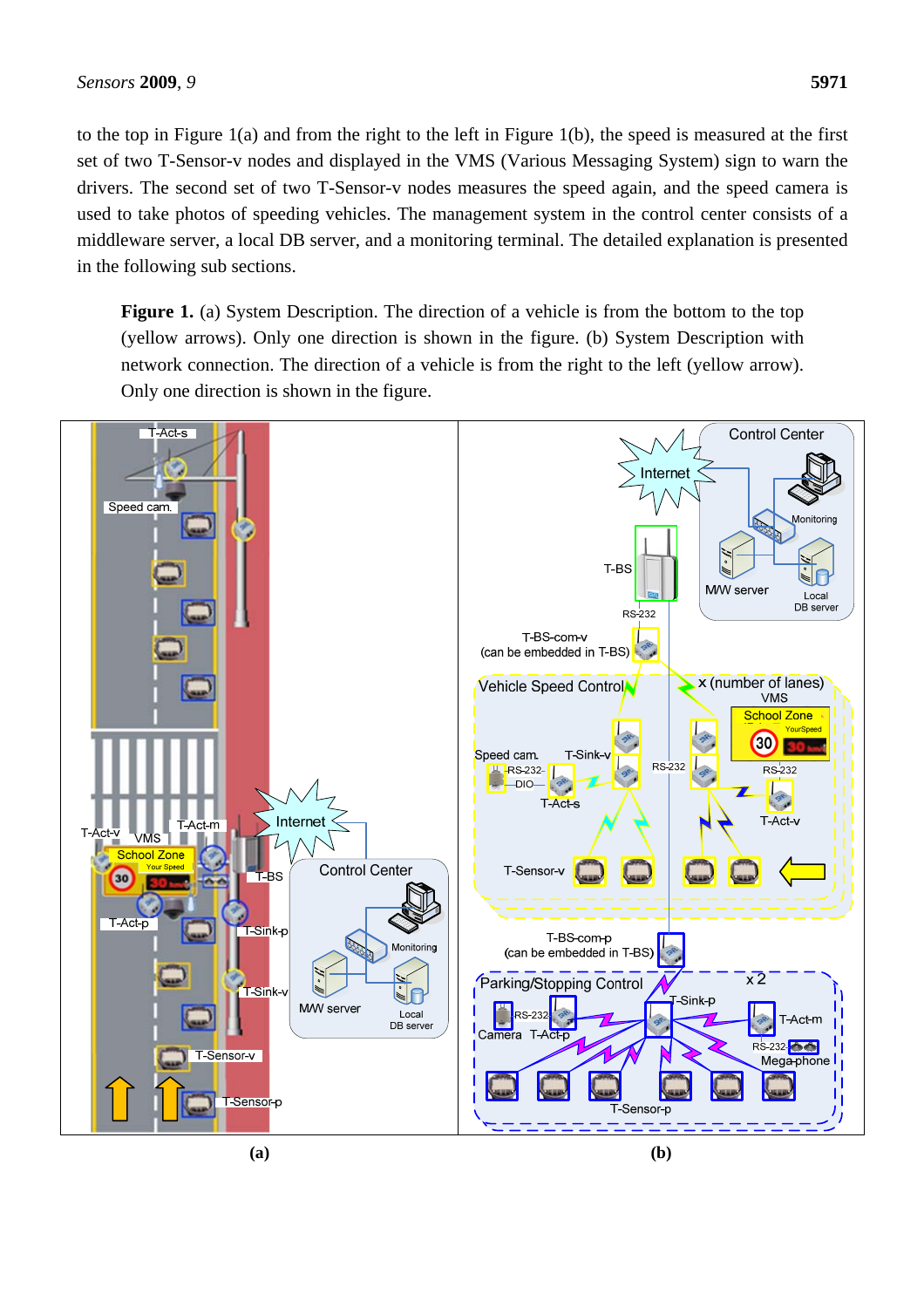to the top in Figure 1(a) and from the right to the left in Figure 1(b), the speed is measured at the first set of two T-Sensor-v nodes and displayed in the VMS (Various Messaging System) sign to warn the drivers. The second set of two T-Sensor-v nodes measures the speed again, and the speed camera is used to take photos of speeding vehicles. The management system in the control center consists of a middleware server, a local DB server, and a monitoring terminal. The detailed explanation is presented in the following sub sections.

**Figure 1.** (a) System Description. The direction of a vehicle is from the bottom to the top (yellow arrows). Only one direction is shown in the figure. (b) System Description with network connection. The direction of a vehicle is from the right to the left (yellow arrow). Only one direction is shown in the figure.

(a) (b)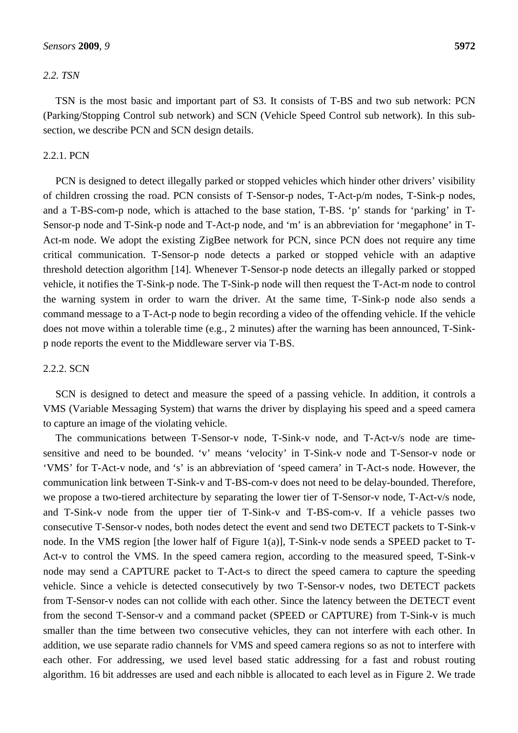### 2.2. TSN

TSN is the most basic and important part of S3. It consists of T-BS and two sub network: PCN (Parking/Stopping Control sub network) and SCN (Vehicle Speed Control sub network). In this subsection, we describe PCN and SCN design details.

#### 2.2.1. PCN

PCN is designed to detect illegally parked or stopped vehicles which hinder other drivers' visibility of children crossing the road. PCN consists of T-Sensor-p nodes, T-Act-p/m nodes, T-Sink-p nodes, and a T-BS-com-p node, which is attached to the base station, T-BS. 'p' stands for 'parking' in T-Sensor-p node and T-Sink-p node and T-Act-p node, and 'm' is an abbreviation for 'megaphone' in T-Act-m node. We adopt the existing ZigBee network for PCN, since PCN does not require any time critical communication. T-Sensor-p node detects a parked or stopped vehicle with an adaptive threshold detection algorithm [14]. Whenever T-Sensor-p node detects an illegally parked or stopped vehicle, it notifies the T-Sink-p node. The T-Sink-p node will then request the T-Act-m node to control the warning system in order to warn the driver. At the same time, T-Sink-p node also sends a command message to a T-Act-p node to begin recording a video of the offending vehicle. If the vehicle does not move within a tolerable time (e.g., 2 minutes) after the warning has been announced, T-Sink-p node reports the event to the Middleware server via T-BS.

#### 2.2.2. SCN

SCN is designed to detect and measure the speed of a passing vehicle. In addition, it controls a VMS (Variable Messaging System) that warns the driver by displaying his speed and a speed camera to capture an image of the violating vehicle.

The communications between T-Sensor-v node, T-Sink-v node, and T-Act-v/s node are time-sensitive and need to be bounded. 'v' means 'velocity' in T-Sink-v node and T-Sensor-v node or 'VMS' for T-Act-v node, and 's' is an abbreviation of 'speed camera' in T-Act-s node. However, the communication link between T-Sink-v and T-BS-com-v does not need to be delay-bounded. Therefore, we propose a two-tiered architecture by separating the lower tier of T-Sensor-v node, T-Act-v/s node, and T-Sink-v node from the upper tier of T-Sink-v and T-BS-com-v. If a vehicle passes two consecutive T-Sensor-v nodes, both nodes detect the event and send two DETECT packets to T-Sink-v node. In the VMS region [the lower half of Figure 1(a)], T-Sink-v node sends a SPEED packet to T-Act-v to control the VMS. In the speed camera region, according to the measured speed, T-Sink-v node may send a CAPTURE packet to T-Act-s to direct the speed camera to capture the speeding vehicle. Since a vehicle is detected consecutively by two T-Sensor-v nodes, two DETECT packets from T-Sensor-v nodes can not collide with each other. Since the latency between the DETECT event from the second T-Sensor-v and a command packet (SPEED or CAPTURE) from T-Sink-v is much smaller than the time between two consecutive vehicles, they can not interfere with each other. In addition, we use separate radio channels for VMS and speed camera regions so as not to interfere with each other. For addressing, we used level based static addressing for a fast and robust routing algorithm. 16 bit addresses are used and each nibble is allocated to each level as in Figure 2. We trade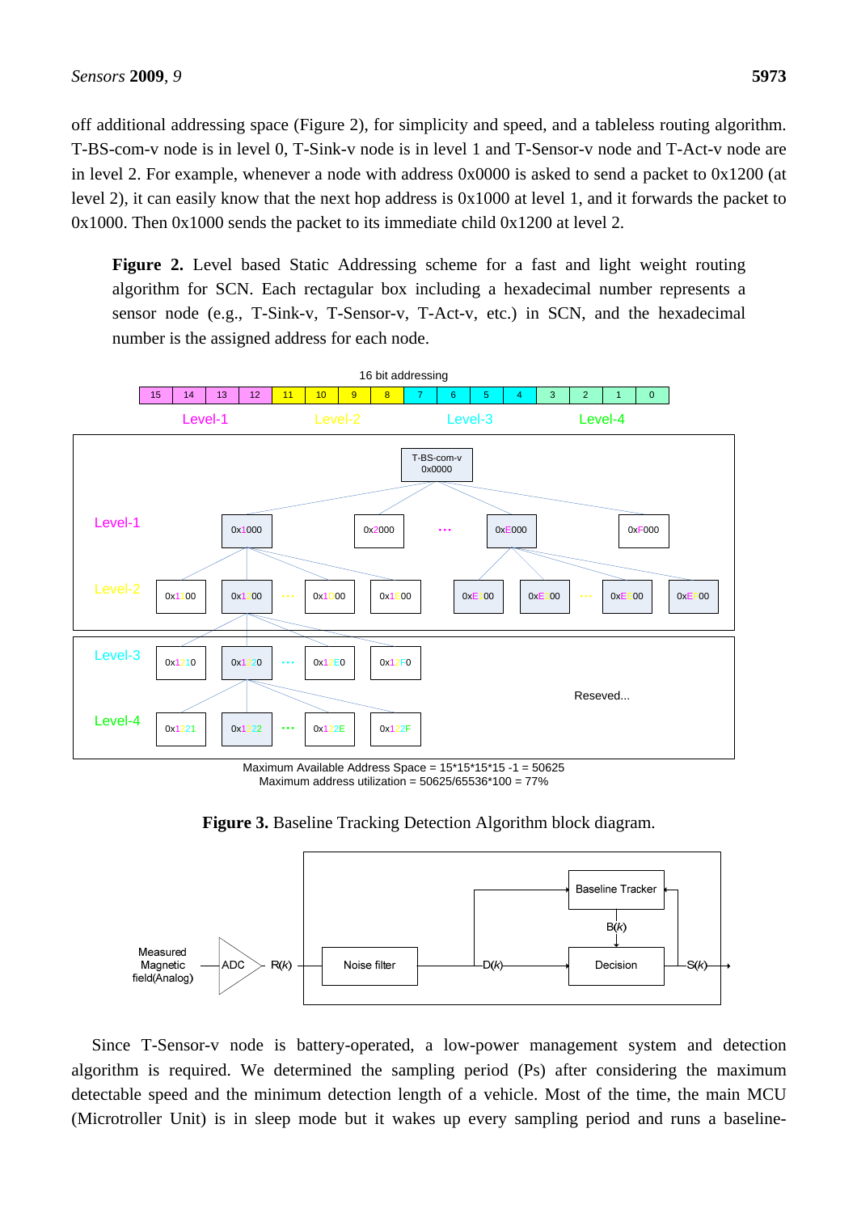off additional addressing space (Figure 2), for simplicity and speed, and a tableless routing algorithm. T-BS-com-v node is in level 0, T-Sink-v node is in level 1 and T-Sensor-v node and T-Act-v node are in level 2. For example, whenever a node with address 0x0000 is asked to send a packet to 0x1200 (at level 2), it can easily know that the next hop address is 0x1000 at level 1, and it forwards the packet to 0x1000. Then 0x1000 sends the packet to its immediate child 0x1200 at level 2.

**Figure 2.** Level based Static Addressing scheme for a fast and light weight routing algorithm for SCN. Each rectagular box including a hexadecimal number represents a sensor node (e.g., T-Sink-v, T-Sensor-v, T-Act-v, etc.) in SCN, and the hexadecimal number is the assigned address for each node.

**Figure 3.** Baseline Tracking Detection Algorithm block diagram.

Since T-Sensor-v node is battery-operated, a low-power management system and detection algorithm is required. We determined the sampling period (Ps) after considering the maximum detectable speed and the minimum detection length of a vehicle. Most of the time, the main MCU (Microtroller Unit) is in sleep mode but it wakes up every sampling period and runs a baseline-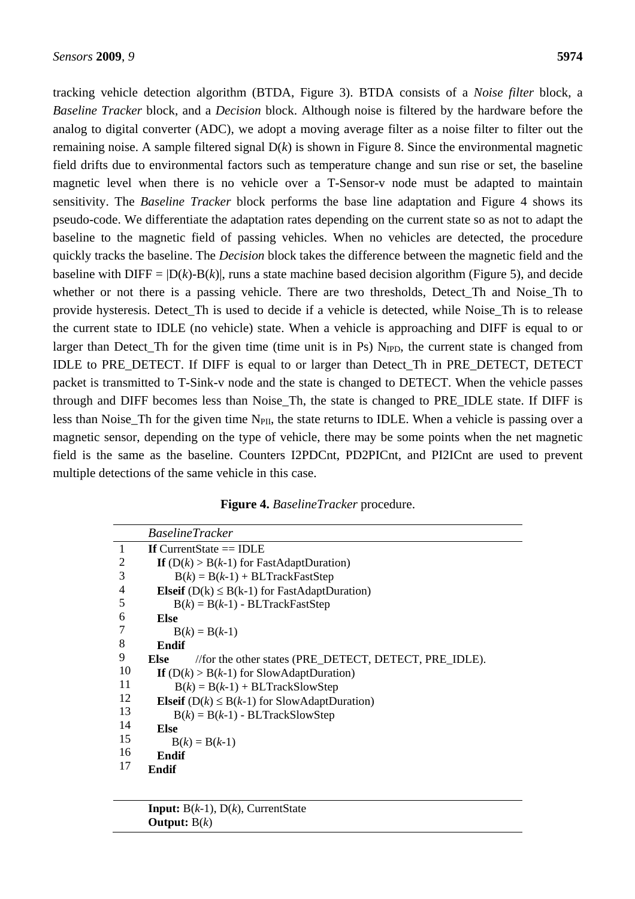tracking vehicle detection algorithm (BTDA, Figure 3). BTDA consists of a *Noise filter* block, a *Baseline Tracker* block, and a *Decision* block. Although noise is filtered by the hardware before the analog to digital converter (ADC), we adopt a moving average filter as a noise filter to filter out the remaining noise. A sample filtered signal D(*k*) is shown in Figure 8. Since the environmental magnetic field drifts due to environmental factors such as temperature change and sun rise or set, the baseline magnetic level when there is no vehicle over a T-Sensor-v node must be adapted to maintain sensitivity. The *Baseline Tracker* block performs the base line adaptation and Figure 4 shows its pseudo-code. We differentiate the adaptation rates depending on the current state so as not to adapt the baseline to the magnetic field of passing vehicles. When no vehicles are detected, the procedure quickly tracks the baseline. The *Decision* block takes the difference between the magnetic field and the baseline with DIFF = |D(*k*)-B(*k*)|, runs a state machine based decision algorithm (Figure 5), and decide whether or not there is a passing vehicle. There are two thresholds, Detect_Th and Noise_Th to provide hysteresis. Detect_Th is used to decide if a vehicle is detected, while Noise_Th is to release the current state to IDLE (no vehicle) state. When a vehicle is approaching and DIFF is equal to or larger than Detect_Th for the given time (time unit is in Ps) $N_{IPD}$, the current state is changed from IDLE to PRE_DETECT. If DIFF is equal to or larger than Detect_Th in PRE_DETECT, DETECT packet is transmitted to T-Sink-v node and the state is changed to DETECT. When the vehicle passes through and DIFF becomes less than Noise_Th, the state is changed to PRE_IDLE state. If DIFF is less than Noise_Th for the given time $N_{PII}$, the state returns to IDLE. When a vehicle is passing over a magnetic sensor, depending on the type of vehicle, there may be some points when the net magnetic field is the same as the baseline. Counters I2PDCnt, PD2PICnt, and PI2ICnt are used to prevent multiple detections of the same vehicle in this case.

**Figure 4.** *BaselineTracker* procedure.

```
    BaselineTracker
1   If CurrentState == IDLE
2     If (D(k) > B(k-1) for FastAdaptDuration)
3        B(k) = B(k-1) + BLTrackFastStep
4     Elseif (D(k) ≤ B(k-1) for FastAdaptDuration)
5        B(k) = B(k-1) - BLTrackFastStep
6     Else
7        B(k) = B(k-1)
8     Endif
9   Else      //for the other states (PRE_DETECT, DETECT, PRE_IDLE).
10    If (D(k) > B(k-1) for SlowAdaptDuration)
11       B(k) = B(k-1) + BLTrackSlowStep
12    Elseif (D(k) ≤ B(k-1) for SlowAdaptDuration)
13       B(k) = B(k-1) - BLTrackSlowStep
14    Else
15       B(k) = B(k-1)
16    Endif
17  Endif

    Input: B(k-1), D(k), CurrentState
    Output: B(k)
```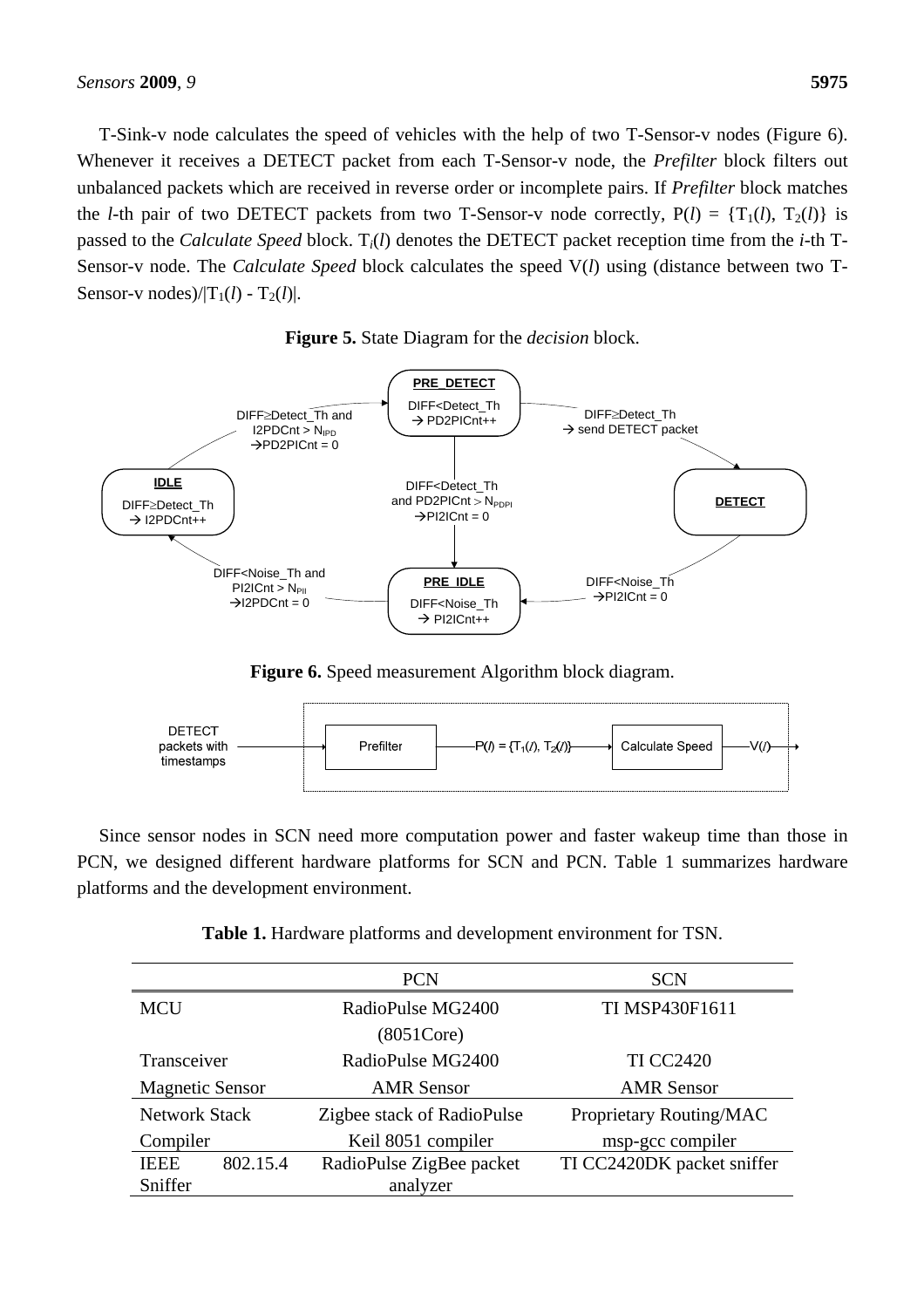T-Sink-v node calculates the speed of vehicles with the help of two T-Sensor-v nodes (Figure 6). Whenever it receives a DETECT packet from each T-Sensor-v node, the *Prefilter* block filters out unbalanced packets which are received in reverse order or incomplete pairs. If *Prefilter* block matches the *l*-th pair of two DETECT packets from two T-Sensor-v node correctly, $P(l) = \{T_1(l), T_2(l)\}$ is passed to the *Calculate Speed* block. $T_i(l)$ denotes the DETECT packet reception time from the *i*-th T-Sensor-v node. The *Calculate Speed* block calculates the speed $V(l)$ using (distance between two T-Sensor-v nodes)/$|T_1(l) - T_2(l)|$.

**Figure 5.** State Diagram for the *decision* block.

**Figure 6.** Speed measurement Algorithm block diagram.

Since sensor nodes in SCN need more computation power and faster wakeup time than those in PCN, we designed different hardware platforms for SCN and PCN. Table 1 summarizes hardware platforms and the development environment.

**Table 1.** Hardware platforms and development environment for TSN.

| | PCN | SCN |
|---|---|---|
| MCU | RadioPulse MG2400 (8051Core) | TI MSP430F1611 |
| Transceiver | RadioPulse MG2400 | TI CC2420 |
| Magnetic Sensor | AMR Sensor | AMR Sensor |
| Network Stack | Zigbee stack of RadioPulse | Proprietary Routing/MAC |
| Compiler | Keil 8051 compiler | msp-gcc compiler |
| IEEE 802.15.4 Sniffer | RadioPulse ZigBee packet analyzer | TI CC2420DK packet sniffer |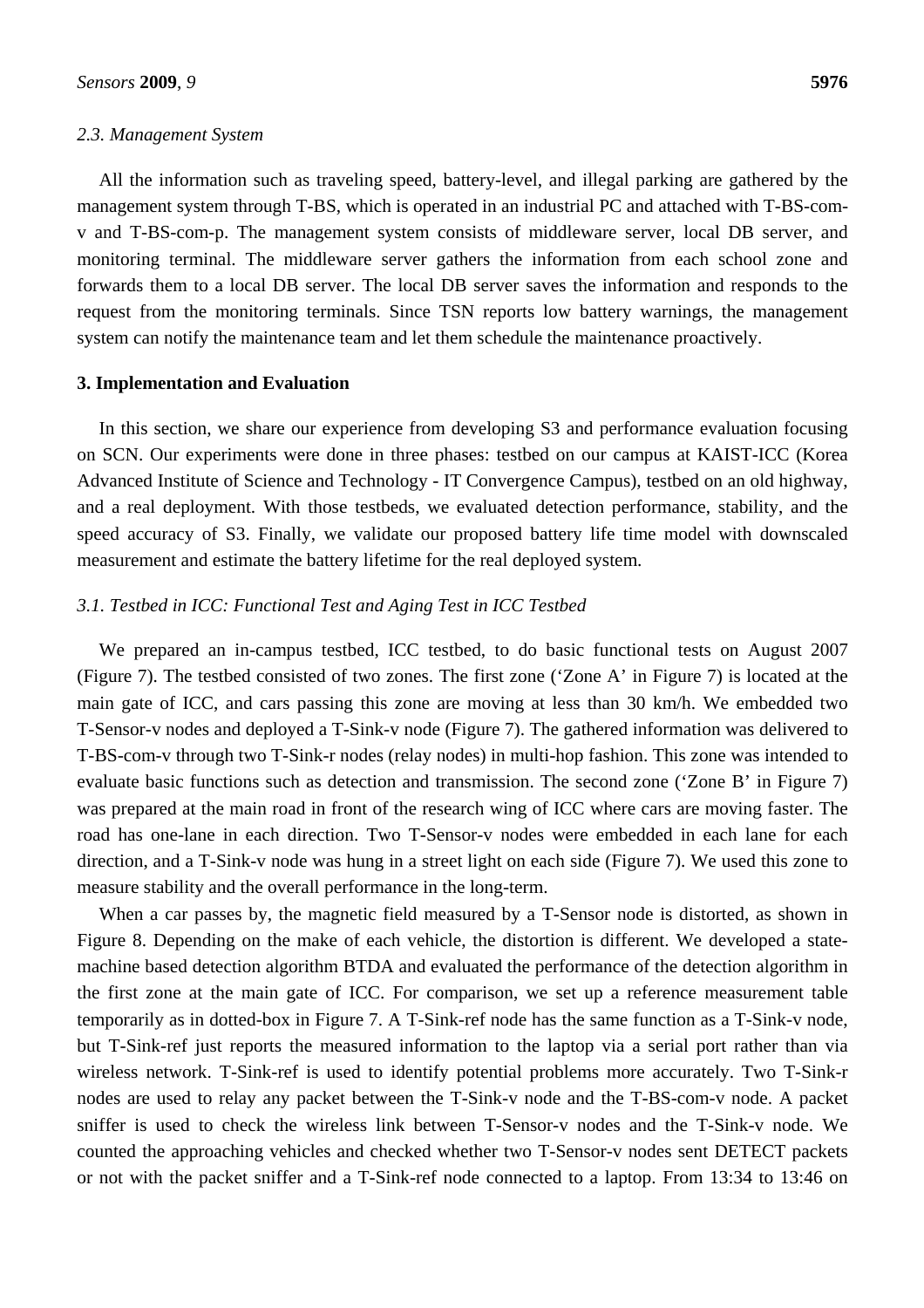### 2.3. Management System

All the information such as traveling speed, battery-level, and illegal parking are gathered by the management system through T-BS, which is operated in an industrial PC and attached with T-BS-com-v and T-BS-com-p. The management system consists of middleware server, local DB server, and monitoring terminal. The middleware server gathers the information from each school zone and forwards them to a local DB server. The local DB server saves the information and responds to the request from the monitoring terminals. Since TSN reports low battery warnings, the management system can notify the maintenance team and let them schedule the maintenance proactively.

## 3. Implementation and Evaluation

In this section, we share our experience from developing S3 and performance evaluation focusing on SCN. Our experiments were done in three phases: testbed on our campus at KAIST-ICC (Korea Advanced Institute of Science and Technology - IT Convergence Campus), testbed on an old highway, and a real deployment. With those testbeds, we evaluated detection performance, stability, and the speed accuracy of S3. Finally, we validate our proposed battery life time model with downscaled measurement and estimate the battery lifetime for the real deployed system.

### 3.1. Testbed in ICC: Functional Test and Aging Test in ICC Testbed

We prepared an in-campus testbed, ICC testbed, to do basic functional tests on August 2007 (Figure 7). The testbed consisted of two zones. The first zone ('Zone A' in Figure 7) is located at the main gate of ICC, and cars passing this zone are moving at less than 30 km/h. We embedded two T-Sensor-v nodes and deployed a T-Sink-v node (Figure 7). The gathered information was delivered to T-BS-com-v through two T-Sink-r nodes (relay nodes) in multi-hop fashion. This zone was intended to evaluate basic functions such as detection and transmission. The second zone ('Zone B' in Figure 7) was prepared at the main road in front of the research wing of ICC where cars are moving faster. The road has one-lane in each direction. Two T-Sensor-v nodes were embedded in each lane for each direction, and a T-Sink-v node was hung in a street light on each side (Figure 7). We used this zone to measure stability and the overall performance in the long-term.

When a car passes by, the magnetic field measured by a T-Sensor node is distorted, as shown in Figure 8. Depending on the make of each vehicle, the distortion is different. We developed a state-machine based detection algorithm BTDA and evaluated the performance of the detection algorithm in the first zone at the main gate of ICC. For comparison, we set up a reference measurement table temporarily as in dotted-box in Figure 7. A T-Sink-ref node has the same function as a T-Sink-v node, but T-Sink-ref just reports the measured information to the laptop via a serial port rather than via wireless network. T-Sink-ref is used to identify potential problems more accurately. Two T-Sink-r nodes are used to relay any packet between the T-Sink-v node and the T-BS-com-v node. A packet sniffer is used to check the wireless link between T-Sensor-v nodes and the T-Sink-v node. We counted the approaching vehicles and checked whether two T-Sensor-v nodes sent DETECT packets or not with the packet sniffer and a T-Sink-ref node connected to a laptop. From 13:34 to 13:46 on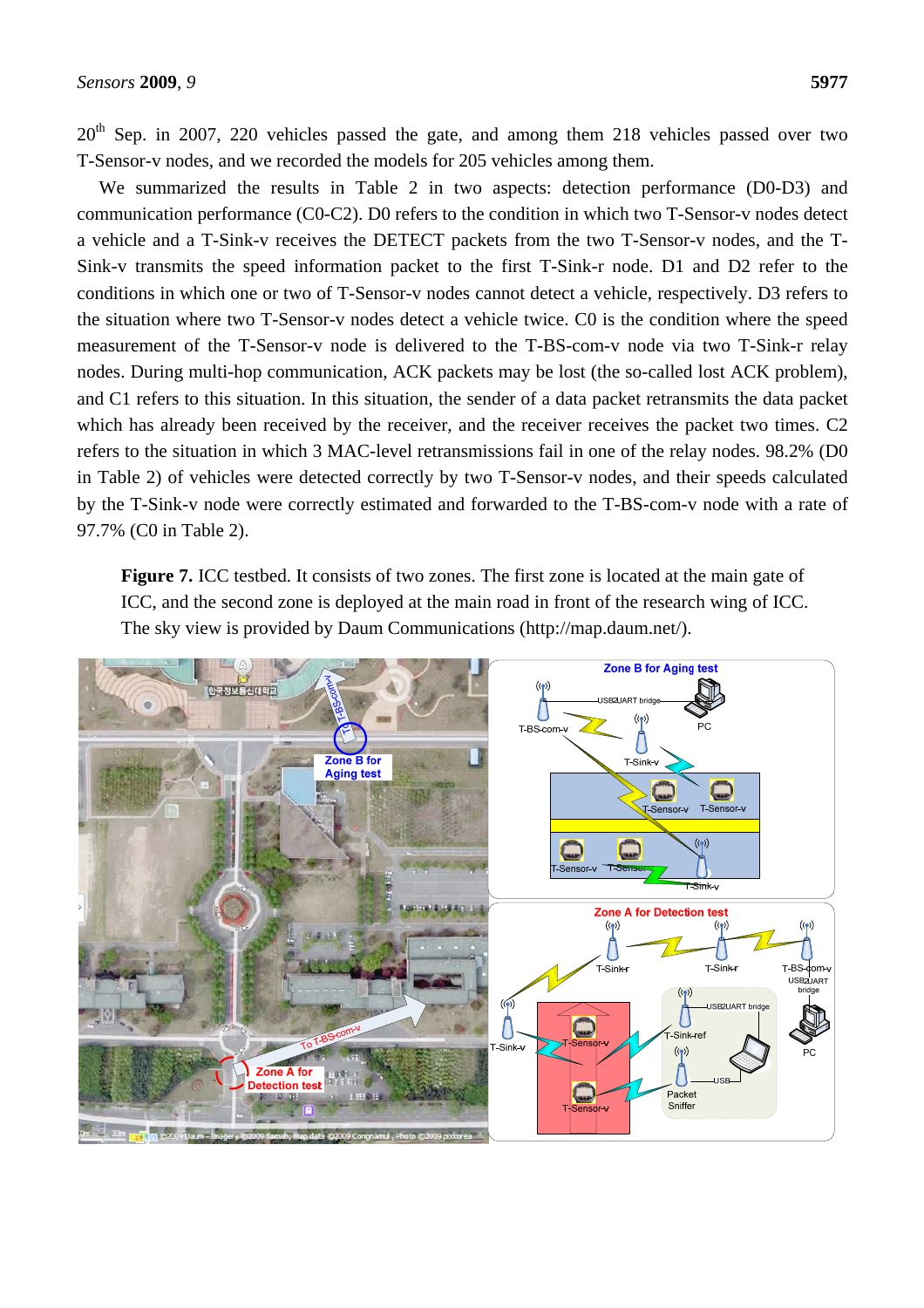$20^{th}$ Sep. in 2007, 220 vehicles passed the gate, and among them 218 vehicles passed over two T-Sensor-v nodes, and we recorded the models for 205 vehicles among them.

We summarized the results in Table 2 in two aspects: detection performance (D0-D3) and communication performance (C0-C2). D0 refers to the condition in which two T-Sensor-v nodes detect a vehicle and a T-Sink-v receives the DETECT packets from the two T-Sensor-v nodes, and the T-Sink-v transmits the speed information packet to the first T-Sink-r node. D1 and D2 refer to the conditions in which one or two of T-Sensor-v nodes cannot detect a vehicle, respectively. D3 refers to the situation where two T-Sensor-v nodes detect a vehicle twice. C0 is the condition where the speed measurement of the T-Sensor-v node is delivered to the T-BS-com-v node via two T-Sink-r relay nodes. During multi-hop communication, ACK packets may be lost (the so-called lost ACK problem), and C1 refers to this situation. In this situation, the sender of a data packet retransmits the data packet which has already been received by the receiver, and the receiver receives the packet two times. C2 refers to the situation in which 3 MAC-level retransmissions fail in one of the relay nodes. 98.2% (D0 in Table 2) of vehicles were detected correctly by two T-Sensor-v nodes, and their speeds calculated by the T-Sink-v node were correctly estimated and forwarded to the T-BS-com-v node with a rate of 97.7% (C0 in Table 2).

**Figure 7.** ICC testbed. It consists of two zones. The first zone is located at the main gate of ICC, and the second zone is deployed at the main road in front of the research wing of ICC. The sky view is provided by Daum Communications (http://map.daum.net/).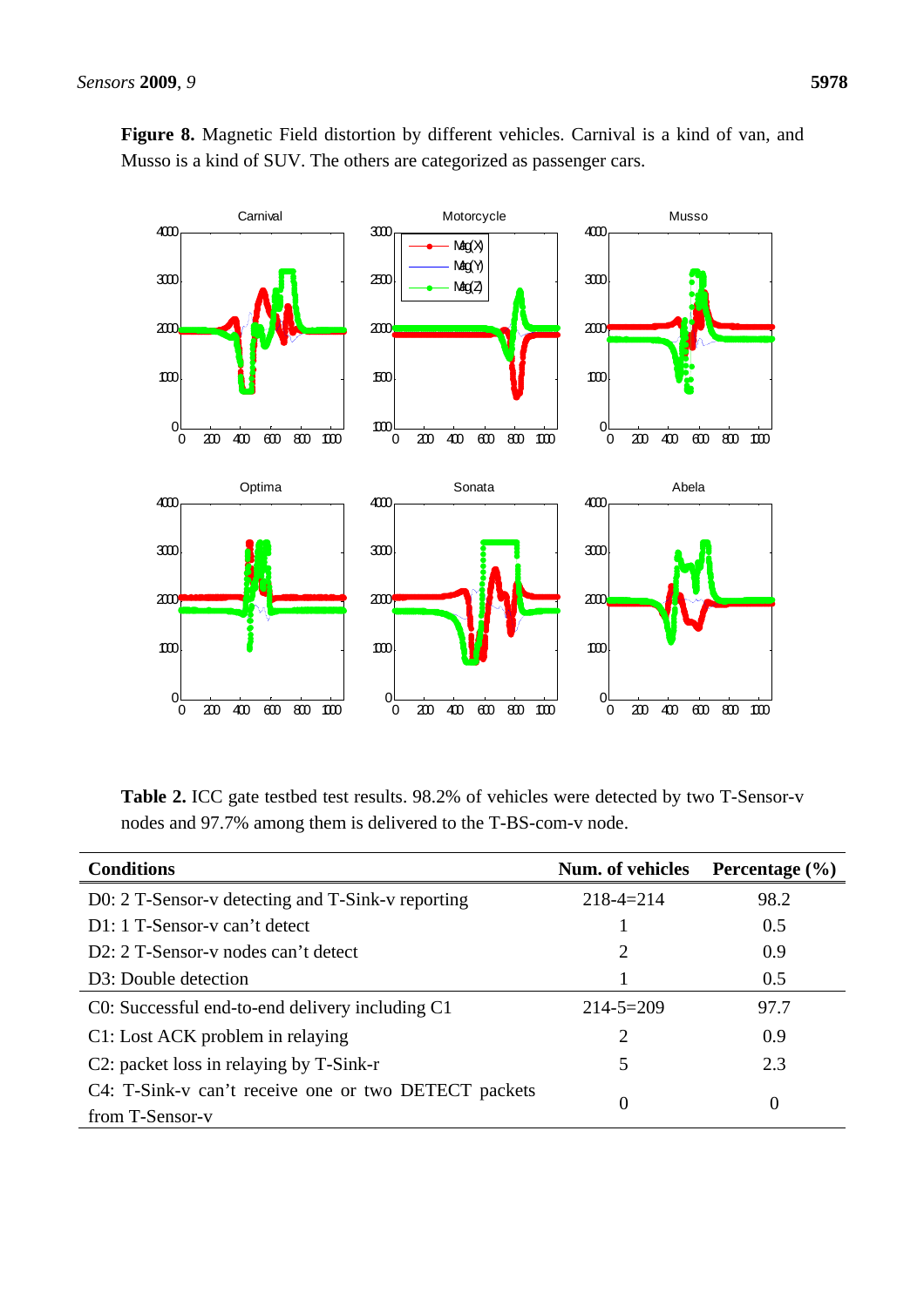**Figure 8.** Magnetic Field distortion by different vehicles. Carnival is a kind of van, and Musso is a kind of SUV. The others are categorized as passenger cars.

**Table 2.** ICC gate testbed test results. 98.2% of vehicles were detected by two T-Sensor-v nodes and 97.7% among them is delivered to the T-BS-com-v node.

| Conditions | Num. of vehicles | Percentage (%) |
|---|---|---|
| D0: 2 T-Sensor-v detecting and T-Sink-v reporting | 218-4=214 | 98.2 |
| D1: 1 T-Sensor-v can't detect | 1 | 0.5 |
| D2: 2 T-Sensor-v nodes can't detect | 2 | 0.9 |
| D3: Double detection | 1 | 0.5 |
| C0: Successful end-to-end delivery including C1 | 214-5=209 | 97.7 |
| C1: Lost ACK problem in relaying | 2 | 0.9 |
| C2: packet loss in relaying by T-Sink-r | 5 | 2.3 |
| C4: T-Sink-v can't receive one or two DETECT packets from T-Sensor-v | 0 | 0 |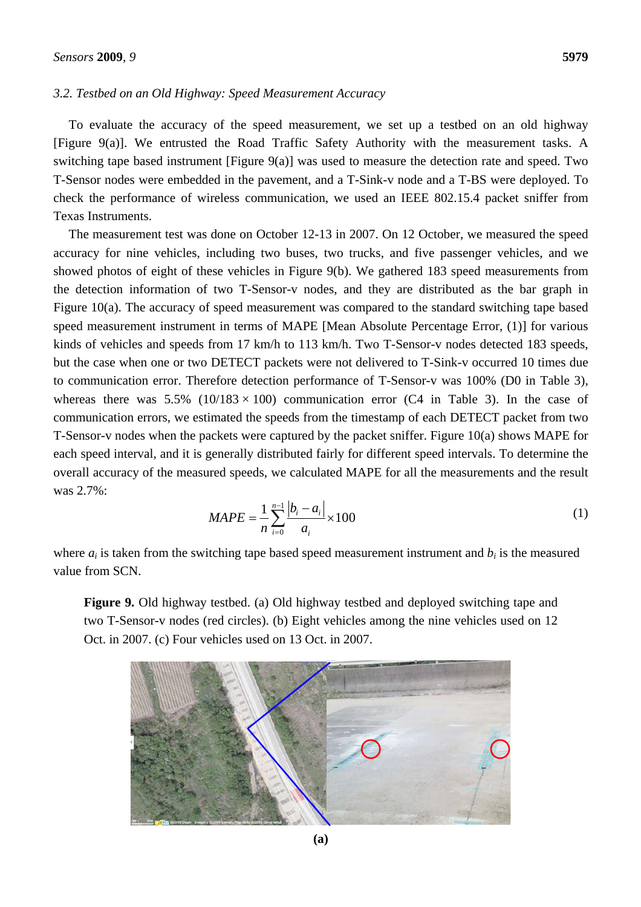### 3.2. Testbed on an Old Highway: Speed Measurement Accuracy

To evaluate the accuracy of the speed measurement, we set up a testbed on an old highway [Figure 9(a)]. We entrusted the Road Traffic Safety Authority with the measurement tasks. A switching tape based instrument [Figure 9(a)] was used to measure the detection rate and speed. Two T-Sensor nodes were embedded in the pavement, and a T-Sink-v node and a T-BS were deployed. To check the performance of wireless communication, we used an IEEE 802.15.4 packet sniffer from Texas Instruments.

The measurement test was done on October 12-13 in 2007. On 12 October, we measured the speed accuracy for nine vehicles, including two buses, two trucks, and five passenger vehicles, and we showed photos of eight of these vehicles in Figure 9(b). We gathered 183 speed measurements from the detection information of two T-Sensor-v nodes, and they are distributed as the bar graph in Figure 10(a). The accuracy of speed measurement was compared to the standard switching tape based speed measurement instrument in terms of MAPE [Mean Absolute Percentage Error, (1)] for various kinds of vehicles and speeds from 17 km/h to 113 km/h. Two T-Sensor-v nodes detected 183 speeds, but the case when one or two DETECT packets were not delivered to T-Sink-v occurred 10 times due to communication error. Therefore detection performance of T-Sensor-v was 100% (D0 in Table 3), whereas there was 5.5% ($10/183 \times 100$) communication error (C4 in Table 3). In the case of communication errors, we estimated the speeds from the timestamp of each DETECT packet from two T-Sensor-v nodes when the packets were captured by the packet sniffer. Figure 10(a) shows MAPE for each speed interval, and it is generally distributed fairly for different speed intervals. To determine the overall accuracy of the measured speeds, we calculated MAPE for all the measurements and the result was 2.7%:

$$MAPE = \frac{1}{n}\sum_{i=0}^{n-1}\frac{|b_i - a_i|}{a_i} \times 100 \tag{1}$$

where $a_i$ is taken from the switching tape based speed measurement instrument and $b_i$ is the measured value from SCN.

**Figure 9.** Old highway testbed. (a) Old highway testbed and deployed switching tape and two T-Sensor-v nodes (red circles). (b) Eight vehicles among the nine vehicles used on 12 Oct. in 2007. (c) Four vehicles used on 13 Oct. in 2007.

**(a)**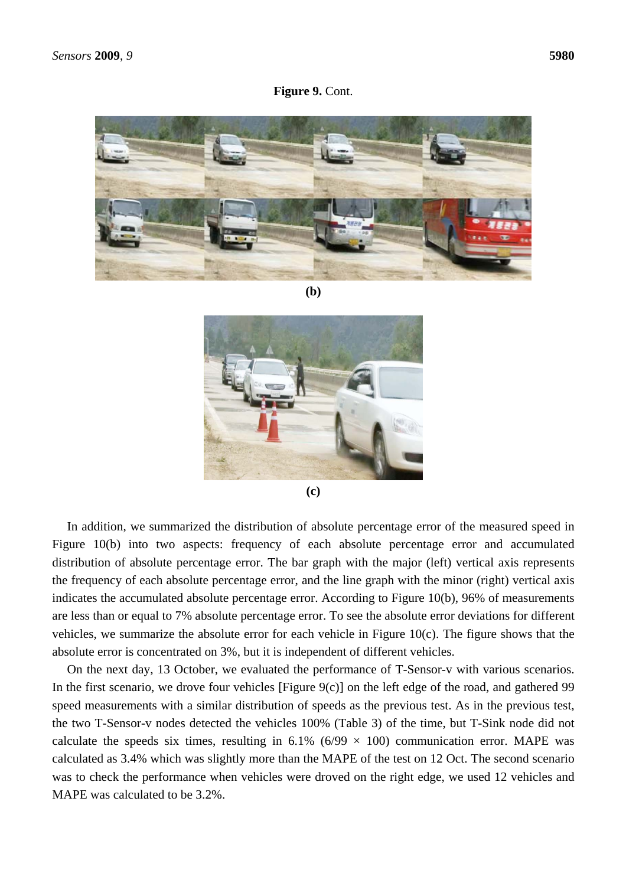**Figure 9.** Cont.

**(b)**

**(c)**

In addition, we summarized the distribution of absolute percentage error of the measured speed in Figure 10(b) into two aspects: frequency of each absolute percentage error and accumulated distribution of absolute percentage error. The bar graph with the major (left) vertical axis represents the frequency of each absolute percentage error, and the line graph with the minor (right) vertical axis indicates the accumulated absolute percentage error. According to Figure 10(b), 96% of measurements are less than or equal to 7% absolute percentage error. To see the absolute error deviations for different vehicles, we summarize the absolute error for each vehicle in Figure 10(c). The figure shows that the absolute error is concentrated on 3%, but it is independent of different vehicles.

On the next day, 13 October, we evaluated the performance of T-Sensor-v with various scenarios. In the first scenario, we drove four vehicles [Figure 9(c)] on the left edge of the road, and gathered 99 speed measurements with a similar distribution of speeds as the previous test. As in the previous test, the two T-Sensor-v nodes detected the vehicles 100% (Table 3) of the time, but T-Sink node did not calculate the speeds six times, resulting in 6.1% (6/99 × 100) communication error. MAPE was calculated as 3.4% which was slightly more than the MAPE of the test on 12 Oct. The second scenario was to check the performance when vehicles were droved on the right edge, we used 12 vehicles and MAPE was calculated to be 3.2%.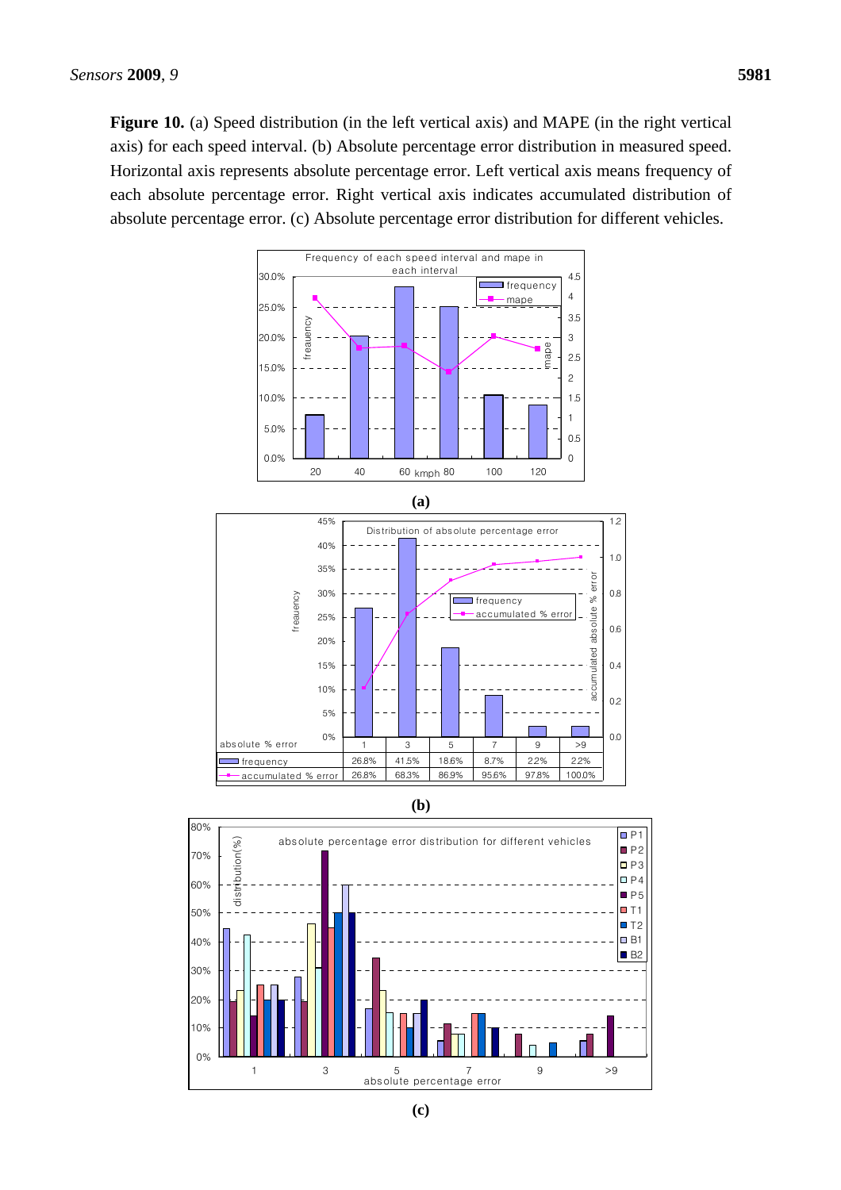**Figure 10.** (a) Speed distribution (in the left vertical axis) and MAPE (in the right vertical axis) for each speed interval. (b) Absolute percentage error distribution in measured speed. Horizontal axis represents absolute percentage error. Left vertical axis means frequency of each absolute percentage error. Right vertical axis indicates accumulated distribution of absolute percentage error. (c) Absolute percentage error distribution for different vehicles.

**(a)**

| absolute % error | 1 | 3 | 5 | 7 | 9 | >9 |
|---|---|---|---|---|---|---|
| frequency | 26.8% | 41.5% | 18.6% | 8.7% | 2.2% | 2.2% |
| accumulated % error | 26.8% | 68.3% | 86.9% | 95.6% | 97.8% | 100.0% |

**(b)**

**(c)**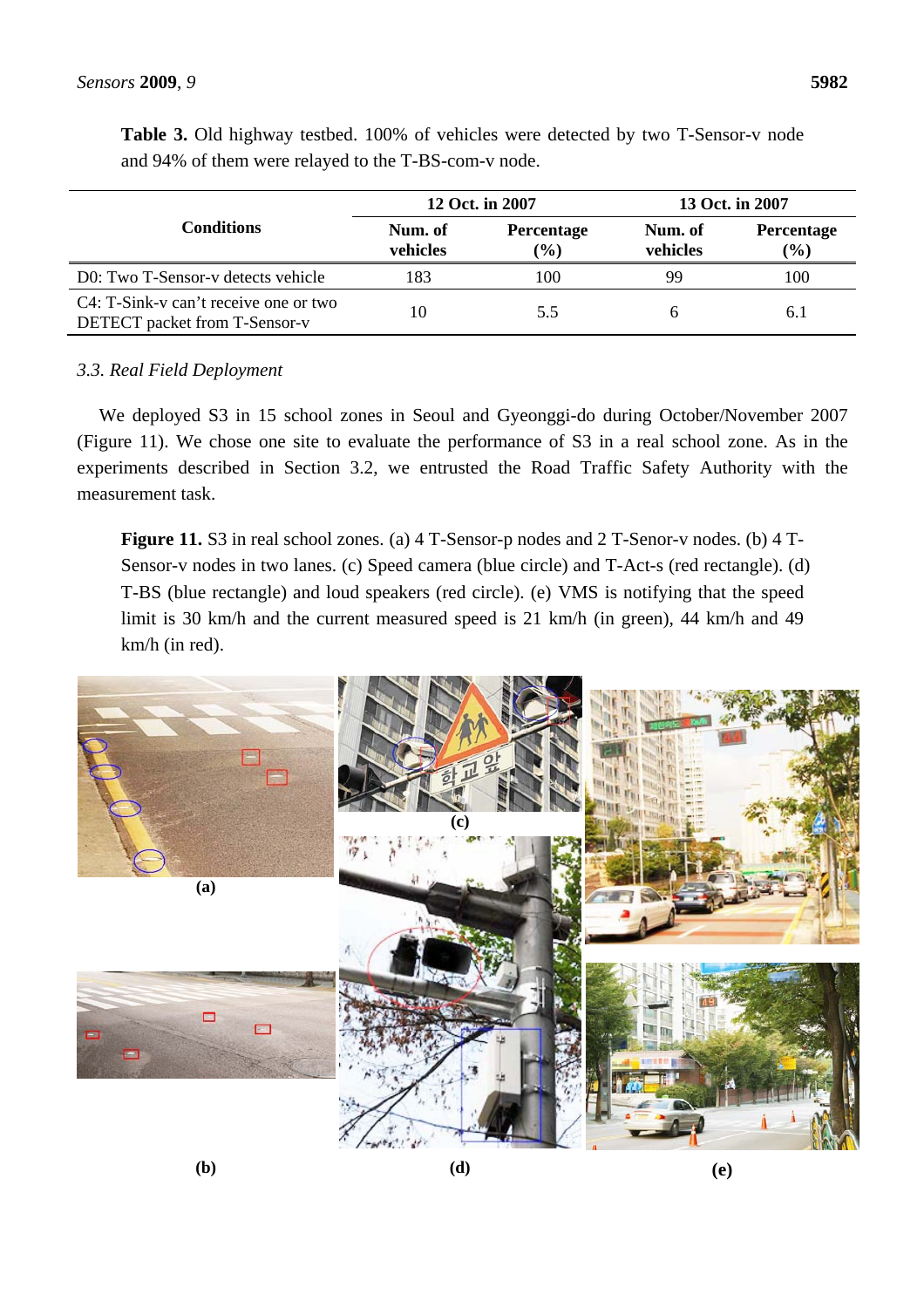**Table 3.** Old highway testbed. 100% of vehicles were detected by two T-Sensor-v node and 94% of them were relayed to the T-BS-com-v node.

| Conditions | 12 Oct. in 2007 | | 13 Oct. in 2007 | |
|---|---|---|---|---|
| | Num. of vehicles | Percentage (%) | Num. of vehicles | Percentage (%) |
| D0: Two T-Sensor-v detects vehicle | 183 | 100 | 99 | 100 |
| C4: T-Sink-v can't receive one or two DETECT packet from T-Sensor-v | 10 | 5.5 | 6 | 6.1 |

### 3.3. Real Field Deployment

We deployed S3 in 15 school zones in Seoul and Gyeonggi-do during October/November 2007 (Figure 11). We chose one site to evaluate the performance of S3 in a real school zone. As in the experiments described in Section 3.2, we entrusted the Road Traffic Safety Authority with the measurement task.

**Figure 11.** S3 in real school zones. (a) 4 T-Sensor-p nodes and 2 T-Senor-v nodes. (b) 4 T-Sensor-v nodes in two lanes. (c) Speed camera (blue circle) and T-Act-s (red rectangle). (d) T-BS (blue rectangle) and loud speakers (red circle). (e) VMS is notifying that the speed limit is 30 km/h and the current measured speed is 21 km/h (in green), 44 km/h and 49 km/h (in red).

(a) (b) (c) (d) (e)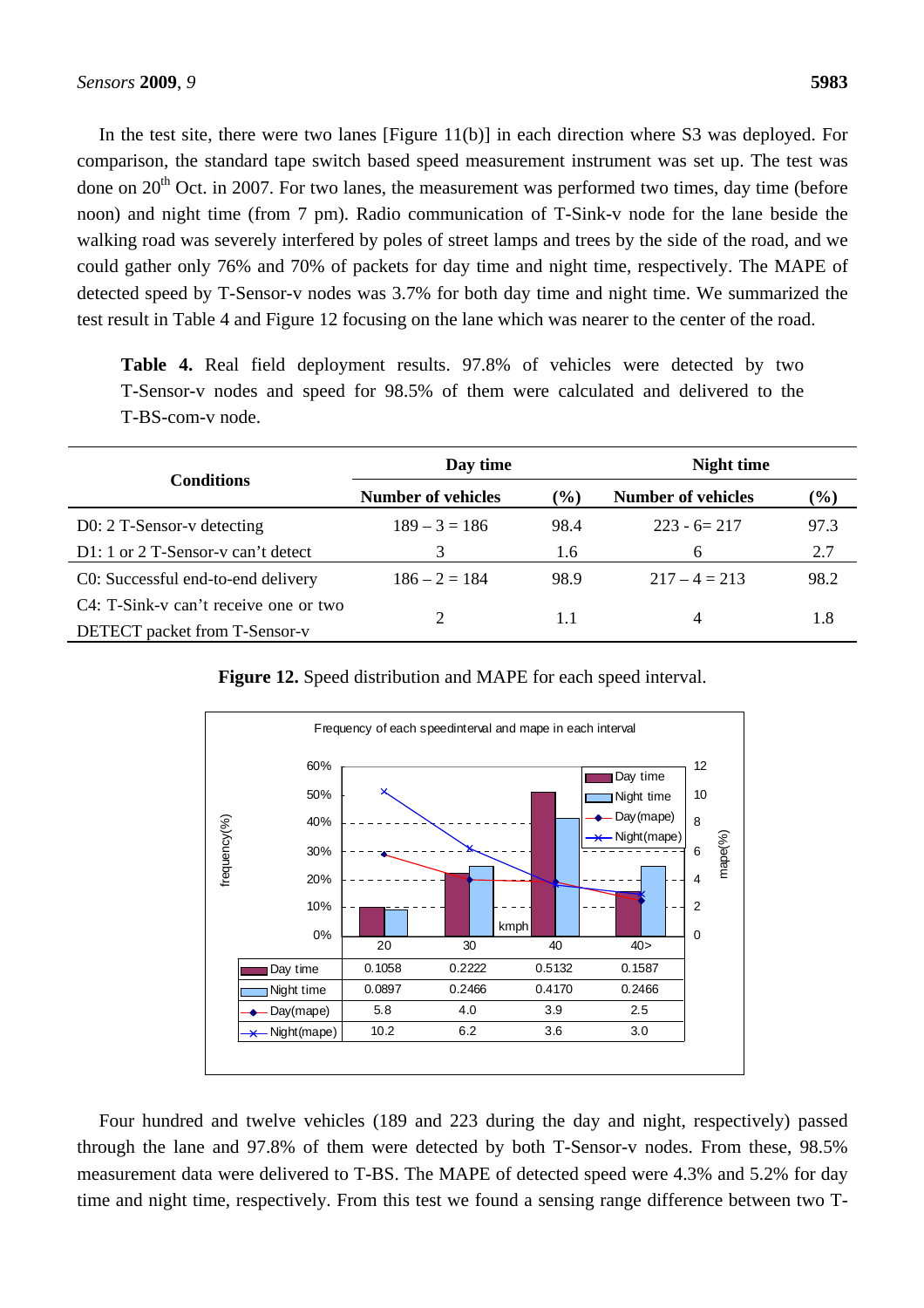In the test site, there were two lanes [Figure 11(b)] in each direction where S3 was deployed. For comparison, the standard tape switch based speed measurement instrument was set up. The test was done on 20th Oct. in 2007. For two lanes, the measurement was performed two times, day time (before noon) and night time (from 7 pm). Radio communication of T-Sink-v node for the lane beside the walking road was severely interfered by poles of street lamps and trees by the side of the road, and we could gather only 76% and 70% of packets for day time and night time, respectively. The MAPE of detected speed by T-Sensor-v nodes was 3.7% for both day time and night time. We summarized the test result in Table 4 and Figure 12 focusing on the lane which was nearer to the center of the road.

**Table 4.** Real field deployment results. 97.8% of vehicles were detected by two T-Sensor-v nodes and speed for 98.5% of them were calculated and delivered to the T-BS-com-v node.

| Conditions | Day time | | Night time | |
|---|---|---|---|---|
| | **Number of vehicles** | **(%)** | **Number of vehicles** | **(%)** |
| D0: 2 T-Sensor-v detecting | 189 – 3 = 186 | 98.4 | 223 - 6= 217 | 97.3 |
| D1: 1 or 2 T-Sensor-v can't detect | 3 | 1.6 | 6 | 2.7 |
| C0: Successful end-to-end delivery | 186 – 2 = 184 | 98.9 | 217 – 4 = 213 | 98.2 |
| C4: T-Sink-v can't receive one or two DETECT packet from T-Sensor-v | 2 | 1.1 | 4 | 1.8 |

**Figure 12.** Speed distribution and MAPE for each speed interval.

Four hundred and twelve vehicles (189 and 223 during the day and night, respectively) passed through the lane and 97.8% of them were detected by both T-Sensor-v nodes. From these, 98.5% measurement data were delivered to T-BS. The MAPE of detected speed were 4.3% and 5.2% for day time and night time, respectively. From this test we found a sensing range difference between two T-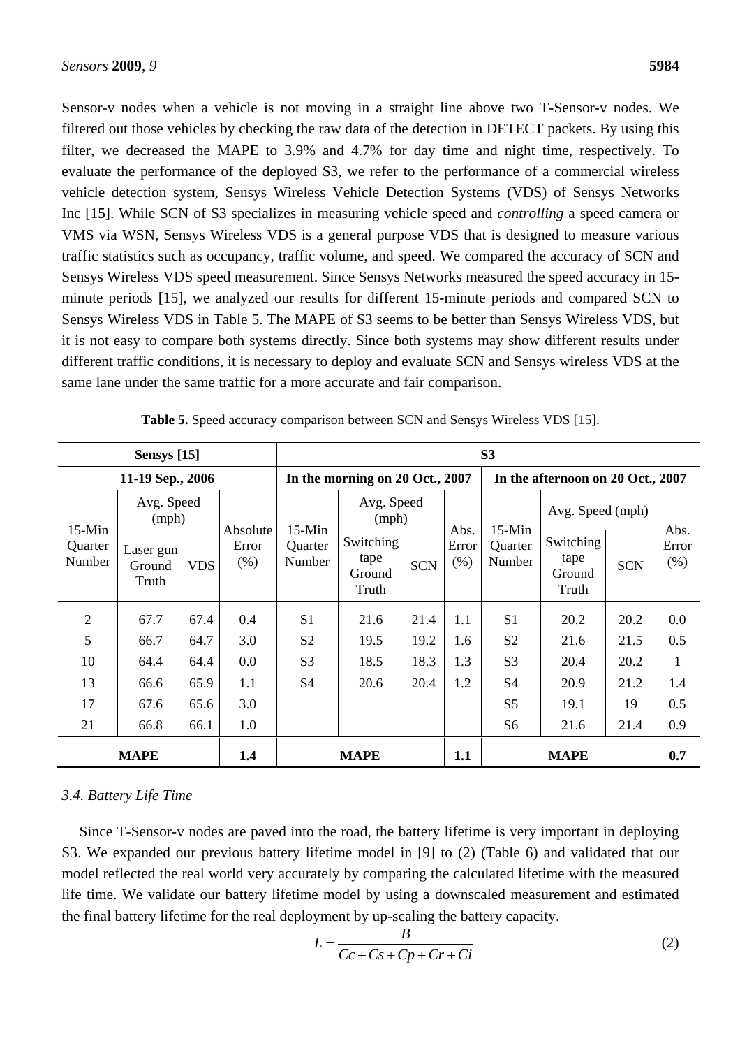Sensor-v nodes when a vehicle is not moving in a straight line above two T-Sensor-v nodes. We filtered out those vehicles by checking the raw data of the detection in DETECT packets. By using this filter, we decreased the MAPE to 3.9% and 4.7% for day time and night time, respectively. To evaluate the performance of the deployed S3, we refer to the performance of a commercial wireless vehicle detection system, Sensys Wireless Vehicle Detection Systems (VDS) of Sensys Networks Inc [15]. While SCN of S3 specializes in measuring vehicle speed and *controlling* a speed camera or VMS via WSN, Sensys Wireless VDS is a general purpose VDS that is designed to measure various traffic statistics such as occupancy, traffic volume, and speed. We compared the accuracy of SCN and Sensys Wireless VDS speed measurement. Since Sensys Networks measured the speed accuracy in 15-minute periods [15], we analyzed our results for different 15-minute periods and compared SCN to Sensys Wireless VDS in Table 5. The MAPE of S3 seems to be better than Sensys Wireless VDS, but it is not easy to compare both systems directly. Since both systems may show different results under different traffic conditions, it is necessary to deploy and evaluate SCN and Sensys wireless VDS at the same lane under the same traffic for a more accurate and fair comparison.

**Table 5.** Speed accuracy comparison between SCN and Sensys Wireless VDS [15].

| **Sensys [15]** | | | | **S3** | | | | | | | |
|---|---|---|---|---|---|---|---|---|---|---|---|
| **11-19 Sep., 2006** | | | | **In the morning on 20 Oct., 2007** | | | | **In the afternoon on 20 Oct., 2007** | | | |
| 15-Min Quarter Number | Avg. Speed (mph) | | Absolute Error (%) | 15-Min Quarter Number | Avg. Speed (mph) | | Abs. Error (%) | 15-Min Quarter Number | Avg. Speed (mph) | | Abs. Error (%) |
| | Laser gun Ground Truth | VDS | | | Switching tape Ground Truth | SCN | | | Switching tape Ground Truth | SCN | |
| 2 | 67.7 | 67.4 | 0.4 | S1 | 21.6 | 21.4 | 1.1 | S1 | 20.2 | 20.2 | 0.0 |
| 5 | 66.7 | 64.7 | 3.0 | S2 | 19.5 | 19.2 | 1.6 | S2 | 21.6 | 21.5 | 0.5 |
| 10 | 64.4 | 64.4 | 0.0 | S3 | 18.5 | 18.3 | 1.3 | S3 | 20.4 | 20.2 | 1 |
| 13 | 66.6 | 65.9 | 1.1 | S4 | 20.6 | 20.4 | 1.2 | S4 | 20.9 | 21.2 | 1.4 |
| 17 | 67.6 | 65.6 | 3.0 | | | | | S5 | 19.1 | 19 | 0.5 |
| 21 | 66.8 | 66.1 | 1.0 | | | | | S6 | 21.6 | 21.4 | 0.9 |
| **MAPE** | | | **1.4** | **MAPE** | | | **1.1** | **MAPE** | | | **0.7** |

### *3.4. Battery Life Time*

Since T-Sensor-v nodes are paved into the road, the battery lifetime is very important in deploying S3. We expanded our previous battery lifetime model in [9] to (2) (Table 6) and validated that our model reflected the real world very accurately by comparing the calculated lifetime with the measured life time. We validate our battery lifetime model by using a downscaled measurement and estimated the final battery lifetime for the real deployment by up-scaling the battery capacity.

$$L = \frac{B}{Cc + Cs + Cp + Cr + Ci} \tag{2}$$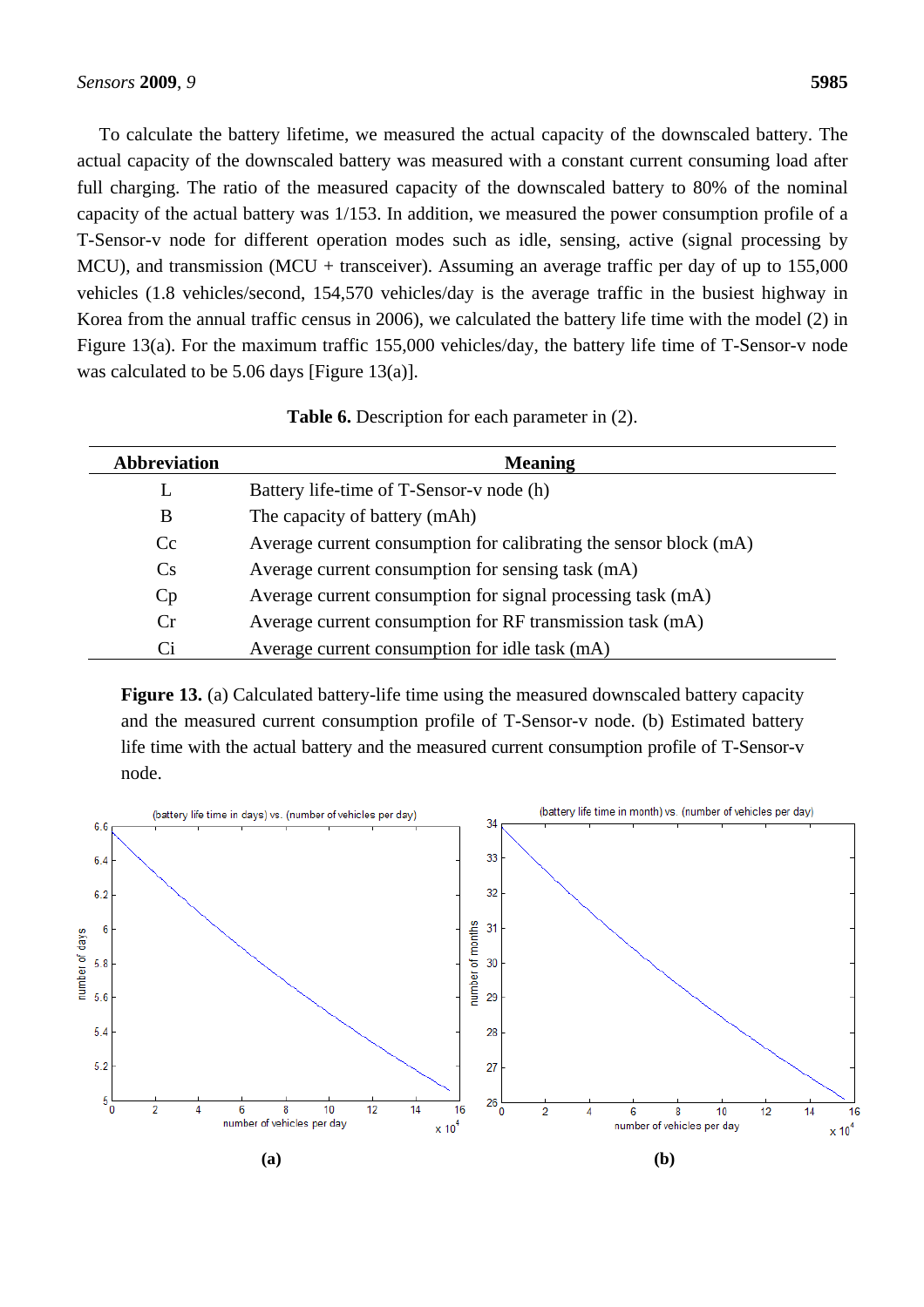To calculate the battery lifetime, we measured the actual capacity of the downscaled battery. The actual capacity of the downscaled battery was measured with a constant current consuming load after full charging. The ratio of the measured capacity of the downscaled battery to 80% of the nominal capacity of the actual battery was 1/153. In addition, we measured the power consumption profile of a T-Sensor-v node for different operation modes such as idle, sensing, active (signal processing by MCU), and transmission (MCU + transceiver). Assuming an average traffic per day of up to 155,000 vehicles (1.8 vehicles/second, 154,570 vehicles/day is the average traffic in the busiest highway in Korea from the annual traffic census in 2006), we calculated the battery life time with the model (2) in Figure 13(a). For the maximum traffic 155,000 vehicles/day, the battery life time of T-Sensor-v node was calculated to be 5.06 days [Figure 13(a)].

**Table 6.** Description for each parameter in (2).

| Abbreviation | Meaning |
|---|---|
| L | Battery life-time of T-Sensor-v node (h) |
| B | The capacity of battery (mAh) |
| Cc | Average current consumption for calibrating the sensor block (mA) |
| Cs | Average current consumption for sensing task (mA) |
| Cp | Average current consumption for signal processing task (mA) |
| Cr | Average current consumption for RF transmission task (mA) |
| Ci | Average current consumption for idle task (mA) |

**Figure 13.** (a) Calculated battery-life time using the measured downscaled battery capacity and the measured current consumption profile of T-Sensor-v node. (b) Estimated battery life time with the actual battery and the measured current consumption profile of T-Sensor-v node.

(a)

(b)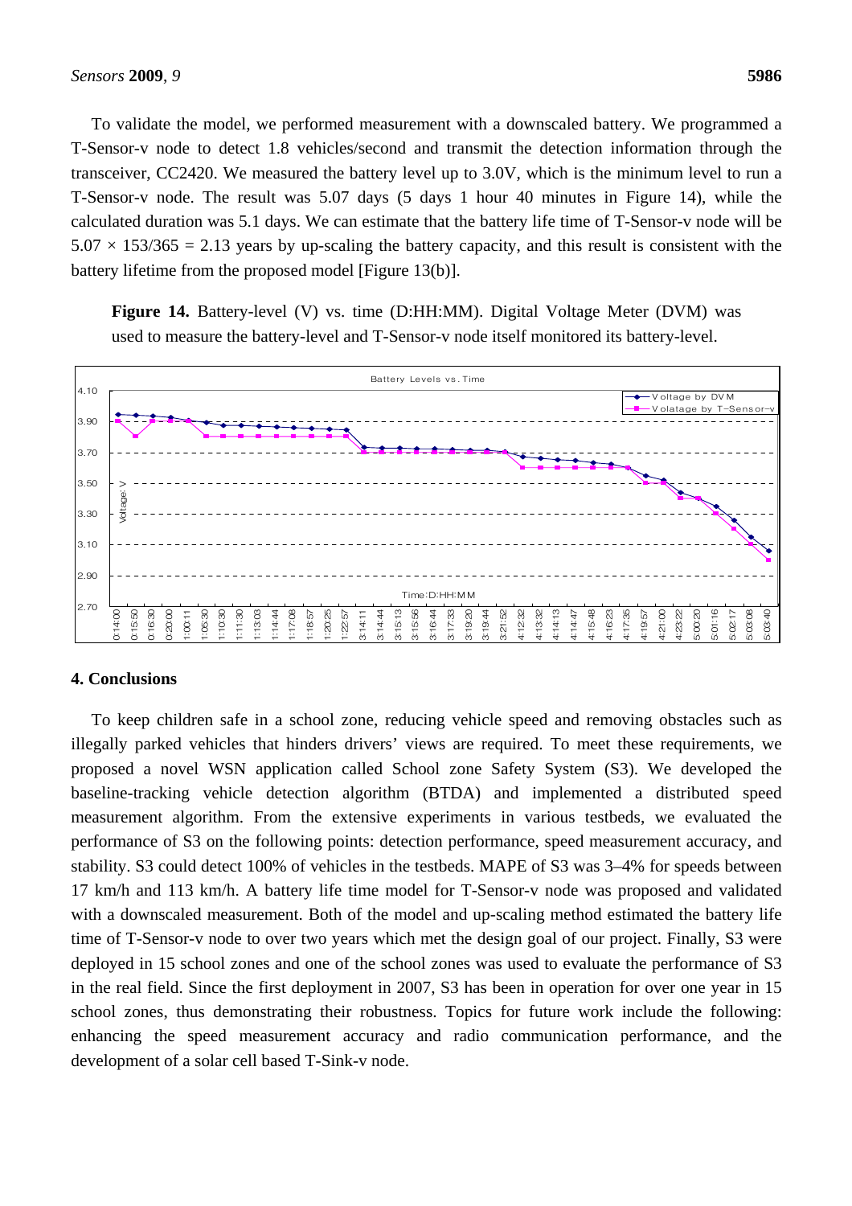To validate the model, we performed measurement with a downscaled battery. We programmed a T-Sensor-v node to detect 1.8 vehicles/second and transmit the detection information through the transceiver, CC2420. We measured the battery level up to 3.0V, which is the minimum level to run a T-Sensor-v node. The result was 5.07 days (5 days 1 hour 40 minutes in Figure 14), while the calculated duration was 5.1 days. We can estimate that the battery life time of T-Sensor-v node will be $5.07 \times 153/365 = 2.13$ years by up-scaling the battery capacity, and this result is consistent with the battery lifetime from the proposed model [Figure 13(b)].

**Figure 14.** Battery-level (V) vs. time (D:HH:MM). Digital Voltage Meter (DVM) was used to measure the battery-level and T-Sensor-v node itself monitored its battery-level.

## 4. Conclusions

To keep children safe in a school zone, reducing vehicle speed and removing obstacles such as illegally parked vehicles that hinders drivers' views are required. To meet these requirements, we proposed a novel WSN application called School zone Safety System (S3). We developed the baseline-tracking vehicle detection algorithm (BTDA) and implemented a distributed speed measurement algorithm. From the extensive experiments in various testbeds, we evaluated the performance of S3 on the following points: detection performance, speed measurement accuracy, and stability. S3 could detect 100% of vehicles in the testbeds. MAPE of S3 was 3–4% for speeds between 17 km/h and 113 km/h. A battery life time model for T-Sensor-v node was proposed and validated with a downscaled measurement. Both of the model and up-scaling method estimated the battery life time of T-Sensor-v node to over two years which met the design goal of our project. Finally, S3 were deployed in 15 school zones and one of the school zones was used to evaluate the performance of S3 in the real field. Since the first deployment in 2007, S3 has been in operation for over one year in 15 school zones, thus demonstrating their robustness. Topics for future work include the following: enhancing the speed measurement accuracy and radio communication performance, and the development of a solar cell based T-Sink-v node.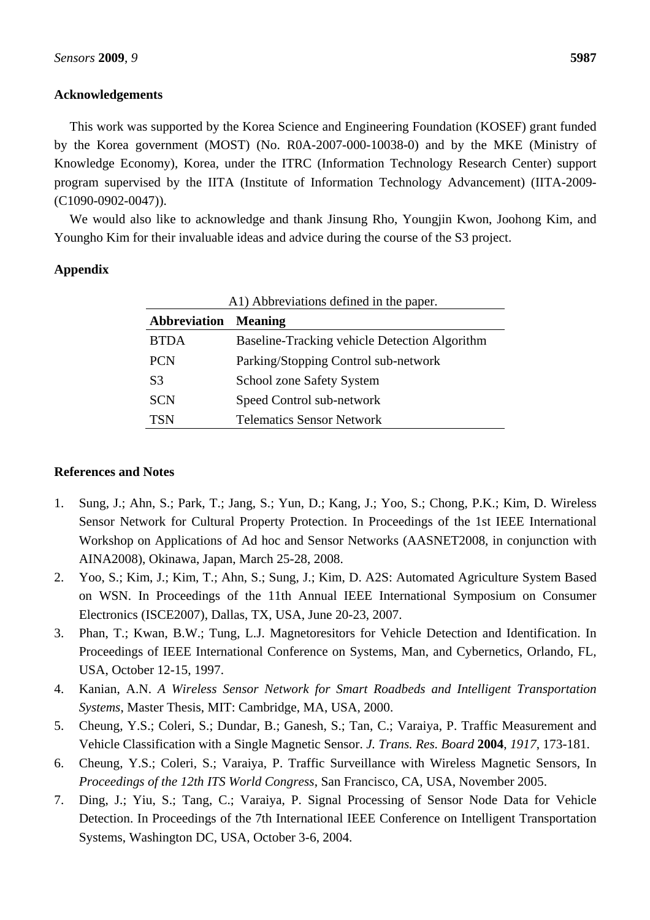## Acknowledgements

This work was supported by the Korea Science and Engineering Foundation (KOSEF) grant funded by the Korea government (MOST) (No. R0A-2007-000-10038-0) and by the MKE (Ministry of Knowledge Economy), Korea, under the ITRC (Information Technology Research Center) support program supervised by the IITA (Institute of Information Technology Advancement) (IITA-2009-(C1090-0902-0047)).

We would also like to acknowledge and thank Jinsung Rho, Youngjin Kwon, Joohong Kim, and Youngho Kim for their invaluable ideas and advice during the course of the S3 project.

## Appendix

A1) Abbreviations defined in the paper.

| **Abbreviation** | **Meaning** |
|---|---|
| BTDA | Baseline-Tracking vehicle Detection Algorithm |
| PCN | Parking/Stopping Control sub-network |
| S3 | School zone Safety System |
| SCN | Speed Control sub-network |
| TSN | Telematics Sensor Network |

## References and Notes

1. Sung, J.; Ahn, S.; Park, T.; Jang, S.; Yun, D.; Kang, J.; Yoo, S.; Chong, P.K.; Kim, D. Wireless Sensor Network for Cultural Property Protection. In Proceedings of the 1st IEEE International Workshop on Applications of Ad hoc and Sensor Networks (AASNET2008, in conjunction with AINA2008), Okinawa, Japan, March 25-28, 2008.
2. Yoo, S.; Kim, J.; Kim, T.; Ahn, S.; Sung, J.; Kim, D. A2S: Automated Agriculture System Based on WSN. In Proceedings of the 11th Annual IEEE International Symposium on Consumer Electronics (ISCE2007), Dallas, TX, USA, June 20-23, 2007.
3. Phan, T.; Kwan, B.W.; Tung, L.J. Magnetoresitors for Vehicle Detection and Identification. In Proceedings of IEEE International Conference on Systems, Man, and Cybernetics, Orlando, FL, USA, October 12-15, 1997.
4. Kanian, A.N. *A Wireless Sensor Network for Smart Roadbeds and Intelligent Transportation Systems*, Master Thesis, MIT: Cambridge, MA, USA, 2000.
5. Cheung, Y.S.; Coleri, S.; Dundar, B.; Ganesh, S.; Tan, C.; Varaiya, P. Traffic Measurement and Vehicle Classification with a Single Magnetic Sensor. *J. Trans. Res. Board* **2004**, *1917*, 173-181.
6. Cheung, Y.S.; Coleri, S.; Varaiya, P. Traffic Surveillance with Wireless Magnetic Sensors, In *Proceedings of the 12th ITS World Congress*, San Francisco, CA, USA, November 2005.
7. Ding, J.; Yiu, S.; Tang, C.; Varaiya, P. Signal Processing of Sensor Node Data for Vehicle Detection. In Proceedings of the 7th International IEEE Conference on Intelligent Transportation Systems, Washington DC, USA, October 3-6, 2004.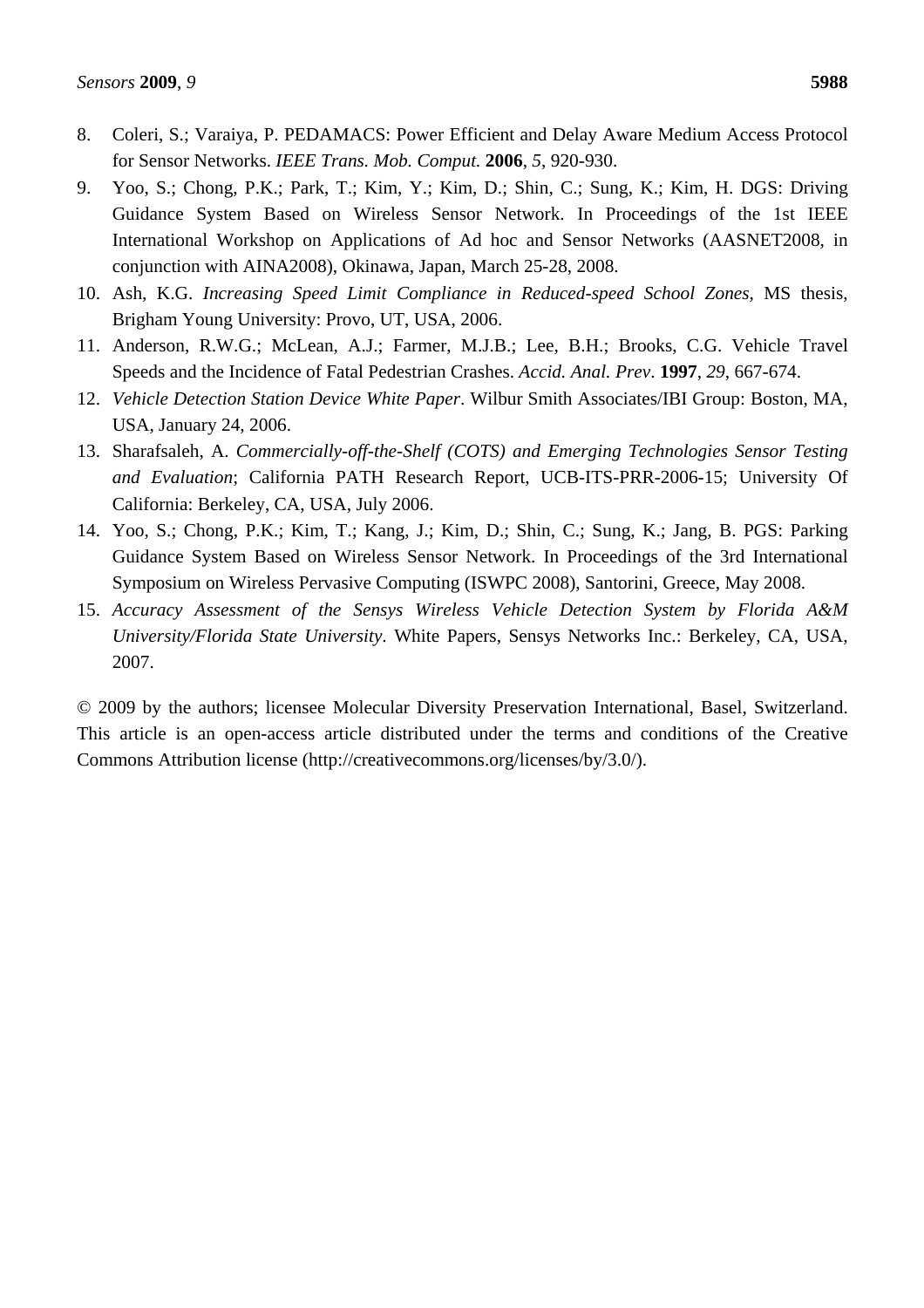8. Coleri, S.; Varaiya, P. PEDAMACS: Power Efficient and Delay Aware Medium Access Protocol for Sensor Networks. *IEEE Trans. Mob. Comput.* **2006**, *5*, 920-930.
9. Yoo, S.; Chong, P.K.; Park, T.; Kim, Y.; Kim, D.; Shin, C.; Sung, K.; Kim, H. DGS: Driving Guidance System Based on Wireless Sensor Network. In Proceedings of the 1st IEEE International Workshop on Applications of Ad hoc and Sensor Networks (AASNET2008, in conjunction with AINA2008), Okinawa, Japan, March 25-28, 2008.
10. Ash, K.G. *Increasing Speed Limit Compliance in Reduced-speed School Zones*, MS thesis, Brigham Young University: Provo, UT, USA, 2006.
11. Anderson, R.W.G.; McLean, A.J.; Farmer, M.J.B.; Lee, B.H.; Brooks, C.G. Vehicle Travel Speeds and the Incidence of Fatal Pedestrian Crashes. *Accid. Anal. Prev*. **1997**, *29*, 667-674.
12. *Vehicle Detection Station Device White Paper*. Wilbur Smith Associates/IBI Group: Boston, MA, USA, January 24, 2006.
13. Sharafsaleh, A. *Commercially-off-the-Shelf (COTS) and Emerging Technologies Sensor Testing and Evaluation*; California PATH Research Report, UCB-ITS-PRR-2006-15; University Of California: Berkeley, CA, USA, July 2006.
14. Yoo, S.; Chong, P.K.; Kim, T.; Kang, J.; Kim, D.; Shin, C.; Sung, K.; Jang, B. PGS: Parking Guidance System Based on Wireless Sensor Network. In Proceedings of the 3rd International Symposium on Wireless Pervasive Computing (ISWPC 2008), Santorini, Greece, May 2008.
15. *Accuracy Assessment of the Sensys Wireless Vehicle Detection System by Florida A&M University/Florida State University*. White Papers, Sensys Networks Inc.: Berkeley, CA, USA, 2007.

© 2009 by the authors; licensee Molecular Diversity Preservation International, Basel, Switzerland. This article is an open-access article distributed under the terms and conditions of the Creative Commons Attribution license (http://creativecommons.org/licenses/by/3.0/).